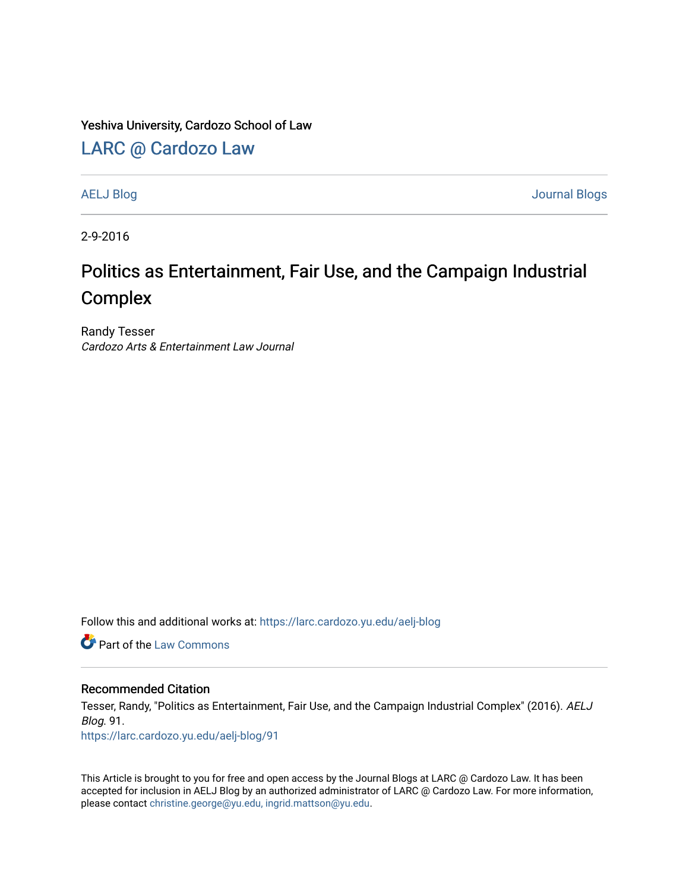Yeshiva University, Cardozo School of Law

# LARC @ Cardozo Law

AELJ Blog

Journal Blogs

2-9-2016

# Politics as Entertainment, Fair Use, and the Campaign Industrial Complex

Randy Tesser

*Cardozo Arts & Entertainment Law Journal*

Follow this and additional works at: https://larc.cardozo.yu.edu/aelj-blog

Part of the Law Commons

## Recommended Citation

Tesser, Randy, "Politics as Entertainment, Fair Use, and the Campaign Industrial Complex" (2016). *AELJ Blog*. 91.
https://larc.cardozo.yu.edu/aelj-blog/91

This Article is brought to you for free and open access by the Journal Blogs at LARC @ Cardozo Law. It has been accepted for inclusion in AELJ Blog by an authorized administrator of LARC @ Cardozo Law. For more information, please contact christine.george@yu.edu, ingrid.mattson@yu.edu.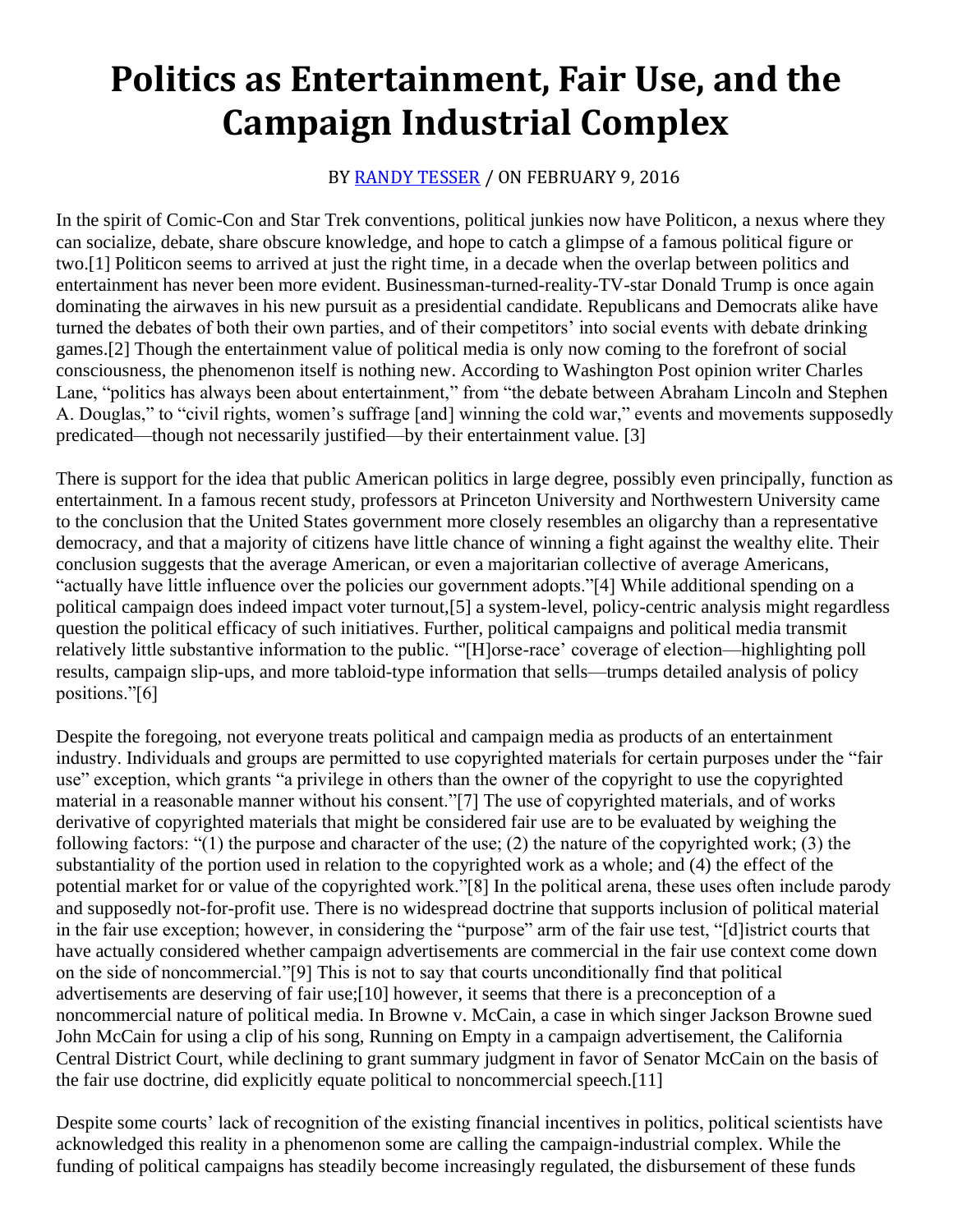# Politics as Entertainment, Fair Use, and the Campaign Industrial Complex

BY RANDY TESSER / ON FEBRUARY 9, 2016

In the spirit of Comic-Con and Star Trek conventions, political junkies now have Politicon, a nexus where they can socialize, debate, share obscure knowledge, and hope to catch a glimpse of a famous political figure or two.[1] Politicon seems to arrived at just the right time, in a decade when the overlap between politics and entertainment has never been more evident. Businessman-turned-reality-TV-star Donald Trump is once again dominating the airwaves in his new pursuit as a presidential candidate. Republicans and Democrats alike have turned the debates of both their own parties, and of their competitors' into social events with debate drinking games.[2] Though the entertainment value of political media is only now coming to the forefront of social consciousness, the phenomenon itself is nothing new. According to Washington Post opinion writer Charles Lane, "politics has always been about entertainment," from "the debate between Abraham Lincoln and Stephen A. Douglas," to "civil rights, women's suffrage [and] winning the cold war," events and movements supposedly predicated—though not necessarily justified—by their entertainment value. [3]

There is support for the idea that public American politics in large degree, possibly even principally, function as entertainment. In a famous recent study, professors at Princeton University and Northwestern University came to the conclusion that the United States government more closely resembles an oligarchy than a representative democracy, and that a majority of citizens have little chance of winning a fight against the wealthy elite. Their conclusion suggests that the average American, or even a majoritarian collective of average Americans, "actually have little influence over the policies our government adopts."[4] While additional spending on a political campaign does indeed impact voter turnout,[5] a system-level, policy-centric analysis might regardless question the political efficacy of such initiatives. Further, political campaigns and political media transmit relatively little substantive information to the public. "'[H]orse-race' coverage of election—highlighting poll results, campaign slip-ups, and more tabloid-type information that sells—trumps detailed analysis of policy positions."[6]

Despite the foregoing, not everyone treats political and campaign media as products of an entertainment industry. Individuals and groups are permitted to use copyrighted materials for certain purposes under the "fair use" exception, which grants "a privilege in others than the owner of the copyright to use the copyrighted material in a reasonable manner without his consent."[7] The use of copyrighted materials, and of works derivative of copyrighted materials that might be considered fair use are to be evaluated by weighing the following factors: "(1) the purpose and character of the use; (2) the nature of the copyrighted work; (3) the substantiality of the portion used in relation to the copyrighted work as a whole; and (4) the effect of the potential market for or value of the copyrighted work."[8] In the political arena, these uses often include parody and supposedly not-for-profit use. There is no widespread doctrine that supports inclusion of political material in the fair use exception; however, in considering the "purpose" arm of the fair use test, "[d]istrict courts that have actually considered whether campaign advertisements are commercial in the fair use context come down on the side of noncommercial."[9] This is not to say that courts unconditionally find that political advertisements are deserving of fair use;[10] however, it seems that there is a preconception of a noncommercial nature of political media. In Browne v. McCain, a case in which singer Jackson Browne sued John McCain for using a clip of his song, Running on Empty in a campaign advertisement, the California Central District Court, while declining to grant summary judgment in favor of Senator McCain on the basis of the fair use doctrine, did explicitly equate political to noncommercial speech.[11]

Despite some courts' lack of recognition of the existing financial incentives in politics, political scientists have acknowledged this reality in a phenomenon some are calling the campaign-industrial complex. While the funding of political campaigns has steadily become increasingly regulated, the disbursement of these funds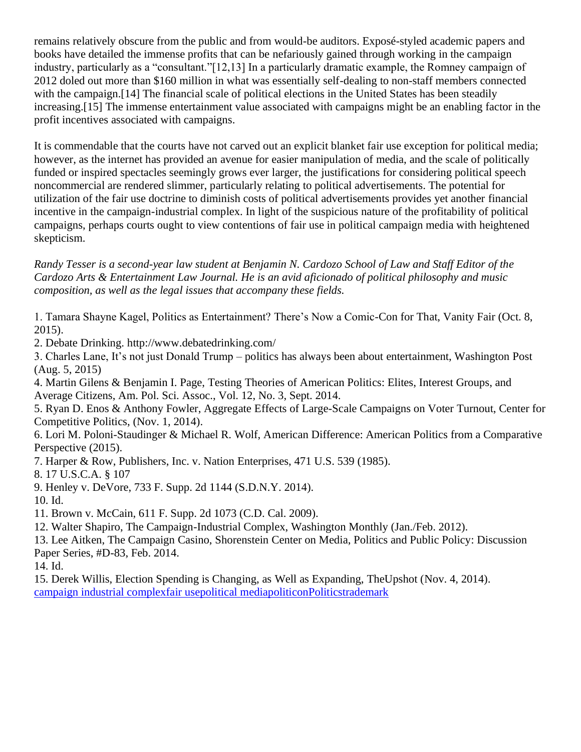remains relatively obscure from the public and from would-be auditors. Exposé-styled academic papers and books have detailed the immense profits that can be nefariously gained through working in the campaign industry, particularly as a "consultant."[12,13] In a particularly dramatic example, the Romney campaign of 2012 doled out more than $160 million in what was essentially self-dealing to non-staff members connected with the campaign.[14] The financial scale of political elections in the United States has been steadily increasing.[15] The immense entertainment value associated with campaigns might be an enabling factor in the profit incentives associated with campaigns.

It is commendable that the courts have not carved out an explicit blanket fair use exception for political media; however, as the internet has provided an avenue for easier manipulation of media, and the scale of politically funded or inspired spectacles seemingly grows ever larger, the justifications for considering political speech noncommercial are rendered slimmer, particularly relating to political advertisements. The potential for utilization of the fair use doctrine to diminish costs of political advertisements provides yet another financial incentive in the campaign-industrial complex. In light of the suspicious nature of the profitability of political campaigns, perhaps courts ought to view contentions of fair use in political campaign media with heightened skepticism.

*Randy Tesser is a second-year law student at Benjamin N. Cardozo School of Law and Staff Editor of the Cardozo Arts & Entertainment Law Journal. He is an avid aficionado of political philosophy and music composition, as well as the legal issues that accompany these fields.*

1. Tamara Shayne Kagel, Politics as Entertainment? There's Now a Comic-Con for That, Vanity Fair (Oct. 8, 2015).
2. Debate Drinking. http://www.debatedrinking.com/
3. Charles Lane, It's not just Donald Trump – politics has always been about entertainment, Washington Post (Aug. 5, 2015)
4. Martin Gilens & Benjamin I. Page, Testing Theories of American Politics: Elites, Interest Groups, and Average Citizens, Am. Pol. Sci. Assoc., Vol. 12, No. 3, Sept. 2014.
5. Ryan D. Enos & Anthony Fowler, Aggregate Effects of Large-Scale Campaigns on Voter Turnout, Center for Competitive Politics, (Nov. 1, 2014).
6. Lori M. Poloni-Staudinger & Michael R. Wolf, American Difference: American Politics from a Comparative Perspective (2015).
7. Harper & Row, Publishers, Inc. v. Nation Enterprises, 471 U.S. 539 (1985).
8. 17 U.S.C.A. § 107
9. Henley v. DeVore, 733 F. Supp. 2d 1144 (S.D.N.Y. 2014).
10. Id.
11. Brown v. McCain, 611 F. Supp. 2d 1073 (C.D. Cal. 2009).
12. Walter Shapiro, The Campaign-Industrial Complex, Washington Monthly (Jan./Feb. 2012).
13. Lee Aitken, The Campaign Casino, Shorenstein Center on Media, Politics and Public Policy: Discussion Paper Series, #D-83, Feb. 2014.
14. Id.
15. Derek Willis, Election Spending is Changing, as Well as Expanding, TheUpshot (Nov. 4, 2014).

campaign industrial complexfair usepolitical mediapoliticonPoliticstrademark